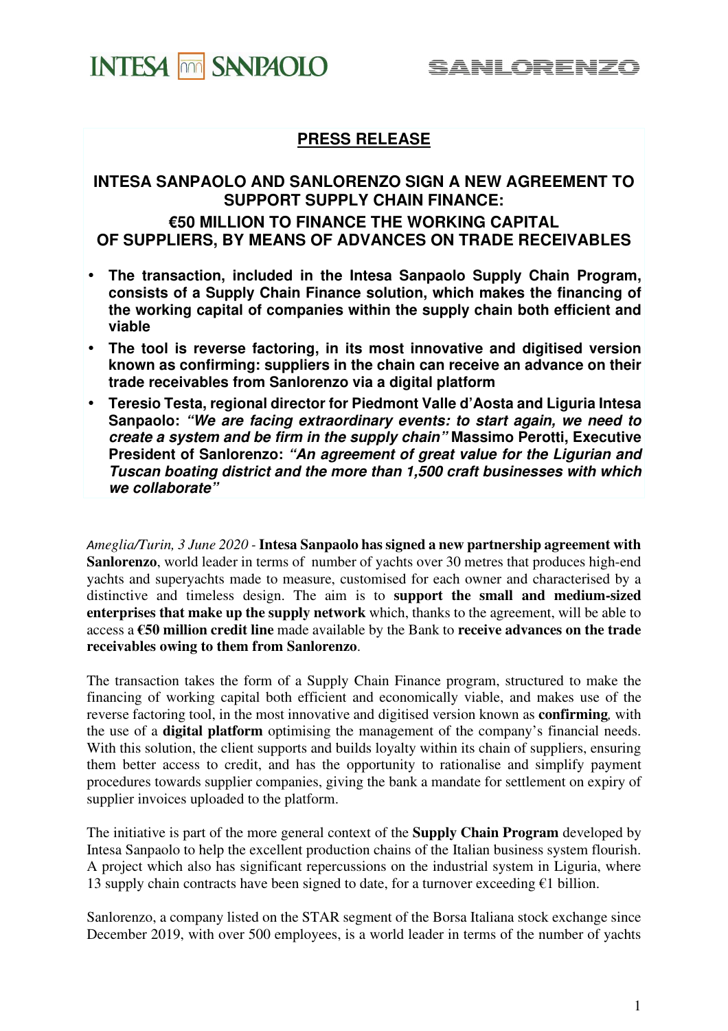INTESA SANPAOLO SANLORENZO

## PRESS RELEASE

# INTESA SANPAOLO AND SANLORENZO SIGN A NEW AGREEMENT TO SUPPORT SUPPLY CHAIN FINANCE: €50 MILLION TO FINANCE THE WORKING CAPITAL OF SUPPLIERS, BY MEANS OF ADVANCES ON TRADE RECEIVABLES

- **The transaction, included in the Intesa Sanpaolo Supply Chain Program, consists of a Supply Chain Finance solution, which makes the financing of the working capital of companies within the supply chain both efficient and viable**
- **The tool is reverse factoring, in its most innovative and digitised version known as confirming: suppliers in the chain can receive an advance on their trade receivables from Sanlorenzo via a digital platform**
- **Teresio Testa, regional director for Piedmont Valle d'Aosta and Liguria Intesa Sanpaolo: *"We are facing extraordinary events: to start again, we need to create a system and be firm in the supply chain"* Massimo Perotti, Executive President of Sanlorenzo: *"An agreement of great value for the Ligurian and Tuscan boating district and the more than 1,500 craft businesses with which we collaborate"***

*Ameglia/Turin, 3 June 2020* - **Intesa Sanpaolo has signed a new partnership agreement with Sanlorenzo**, world leader in terms of number of yachts over 30 metres that produces high-end yachts and superyachts made to measure, customised for each owner and characterised by a distinctive and timeless design. The aim is to **support the small and medium-sized enterprises that make up the supply network** which, thanks to the agreement, will be able to access a **€50 million credit line** made available by the Bank to **receive advances on the trade receivables owing to them from Sanlorenzo**.

The transaction takes the form of a Supply Chain Finance program, structured to make the financing of working capital both efficient and economically viable, and makes use of the reverse factoring tool, in the most innovative and digitised version known as **confirming***,* with the use of a **digital platform** optimising the management of the company's financial needs. With this solution, the client supports and builds loyalty within its chain of suppliers, ensuring them better access to credit, and has the opportunity to rationalise and simplify payment procedures towards supplier companies, giving the bank a mandate for settlement on expiry of supplier invoices uploaded to the platform.

The initiative is part of the more general context of the **Supply Chain Program** developed by Intesa Sanpaolo to help the excellent production chains of the Italian business system flourish. A project which also has significant repercussions on the industrial system in Liguria, where 13 supply chain contracts have been signed to date, for a turnover exceeding €1 billion.

Sanlorenzo, a company listed on the STAR segment of the Borsa Italiana stock exchange since December 2019, with over 500 employees, is a world leader in terms of the number of yachts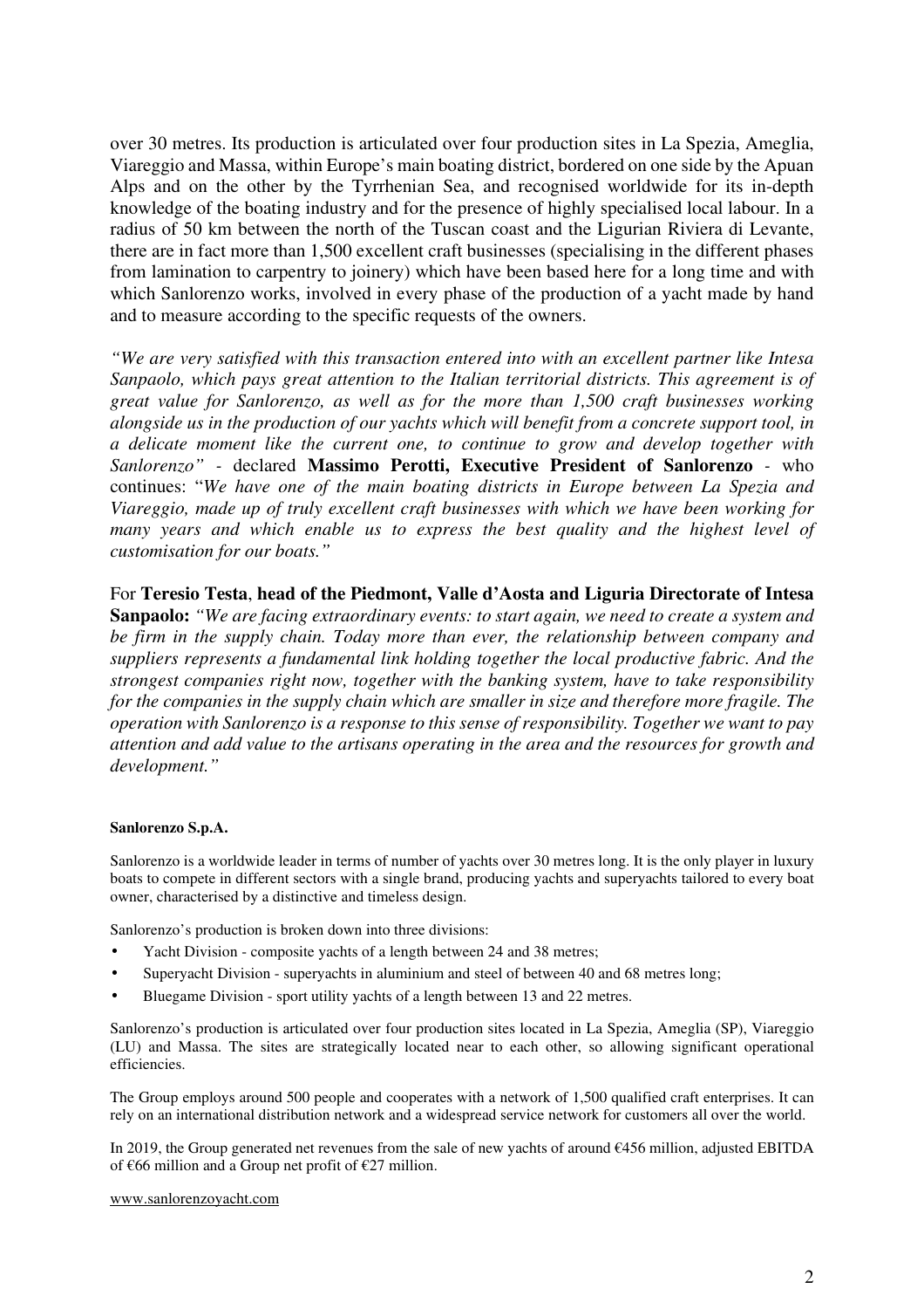over 30 metres. Its production is articulated over four production sites in La Spezia, Ameglia, Viareggio and Massa, within Europe's main boating district, bordered on one side by the Apuan Alps and on the other by the Tyrrhenian Sea, and recognised worldwide for its in-depth knowledge of the boating industry and for the presence of highly specialised local labour. In a radius of 50 km between the north of the Tuscan coast and the Ligurian Riviera di Levante, there are in fact more than 1,500 excellent craft businesses (specialising in the different phases from lamination to carpentry to joinery) which have been based here for a long time and with which Sanlorenzo works, involved in every phase of the production of a yacht made by hand and to measure according to the specific requests of the owners.

*"We are very satisfied with this transaction entered into with an excellent partner like Intesa Sanpaolo, which pays great attention to the Italian territorial districts. This agreement is of great value for Sanlorenzo, as well as for the more than 1,500 craft businesses working alongside us in the production of our yachts which will benefit from a concrete support tool, in a delicate moment like the current one, to continue to grow and develop together with Sanlorenzo"* - declared **Massimo Perotti, Executive President of Sanlorenzo** - who continues: "*We have one of the main boating districts in Europe between La Spezia and Viareggio, made up of truly excellent craft businesses with which we have been working for many years and which enable us to express the best quality and the highest level of customisation for our boats."*

For **Teresio Testa**, **head of the Piedmont, Valle d'Aosta and Liguria Directorate of Intesa Sanpaolo:** *"We are facing extraordinary events: to start again, we need to create a system and be firm in the supply chain. Today more than ever, the relationship between company and suppliers represents a fundamental link holding together the local productive fabric. And the strongest companies right now, together with the banking system, have to take responsibility for the companies in the supply chain which are smaller in size and therefore more fragile. The operation with Sanlorenzo is a response to this sense of responsibility. Together we want to pay attention and add value to the artisans operating in the area and the resources for growth and development."*

**Sanlorenzo S.p.A.**

Sanlorenzo is a worldwide leader in terms of number of yachts over 30 metres long. It is the only player in luxury boats to compete in different sectors with a single brand, producing yachts and superyachts tailored to every boat owner, characterised by a distinctive and timeless design.

Sanlorenzo's production is broken down into three divisions:

- Yacht Division - composite yachts of a length between 24 and 38 metres;
- Superyacht Division - superyachts in aluminium and steel of between 40 and 68 metres long;
- Bluegame Division - sport utility yachts of a length between 13 and 22 metres.

Sanlorenzo's production is articulated over four production sites located in La Spezia, Ameglia (SP), Viareggio (LU) and Massa. The sites are strategically located near to each other, so allowing significant operational efficiencies.

The Group employs around 500 people and cooperates with a network of 1,500 qualified craft enterprises. It can rely on an international distribution network and a widespread service network for customers all over the world.

In 2019, the Group generated net revenues from the sale of new yachts of around €456 million, adjusted EBITDA of €66 million and a Group net profit of €27 million.

www.sanlorenzoyacht.com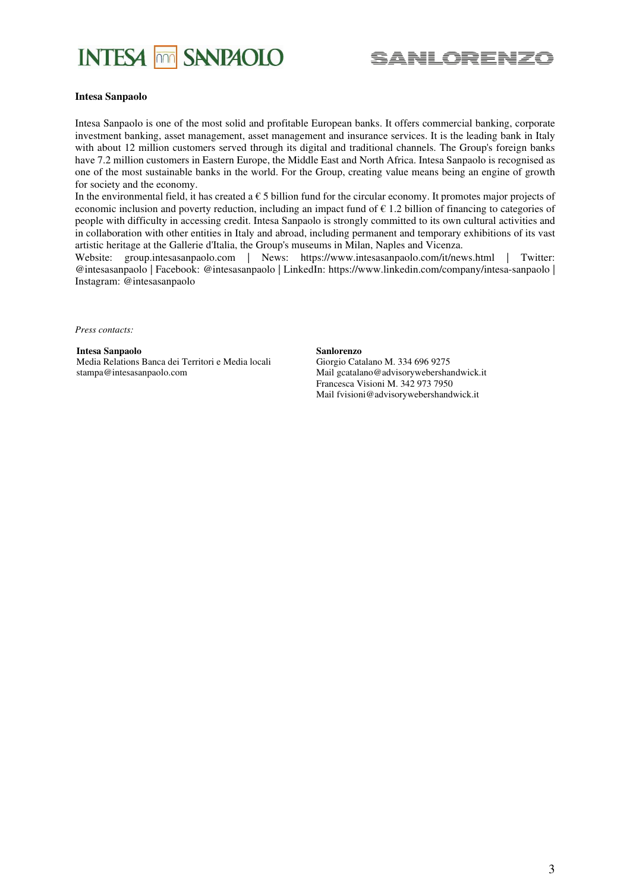**Intesa Sanpaolo**

Intesa Sanpaolo is one of the most solid and profitable European banks. It offers commercial banking, corporate investment banking, asset management, asset management and insurance services. It is the leading bank in Italy with about 12 million customers served through its digital and traditional channels. The Group's foreign banks have 7.2 million customers in Eastern Europe, the Middle East and North Africa. Intesa Sanpaolo is recognised as one of the most sustainable banks in the world. For the Group, creating value means being an engine of growth for society and the economy.

In the environmental field, it has created a € 5 billion fund for the circular economy. It promotes major projects of economic inclusion and poverty reduction, including an impact fund of € 1.2 billion of financing to categories of people with difficulty in accessing credit. Intesa Sanpaolo is strongly committed to its own cultural activities and in collaboration with other entities in Italy and abroad, including permanent and temporary exhibitions of its vast artistic heritage at the Gallerie d'Italia, the Group's museums in Milan, Naples and Vicenza.

Website: group.intesasanpaolo.com | News: https://www.intesasanpaolo.com/it/news.html | Twitter: @intesasanpaolo | Facebook: @intesasanpaolo | LinkedIn: https://www.linkedin.com/company/intesa-sanpaolo | Instagram: @intesasanpaolo

*Press contacts:*

**Intesa Sanpaolo**
Media Relations Banca dei Territori e Media locali
stampa@intesasanpaolo.com

**Sanlorenzo**
Giorgio Catalano M. 334 696 9275
Mail gcatalano@advisorywebershandwick.it
Francesca Visioni M. 342 973 7950
Mail fvisioni@advisorywebershandwick.it